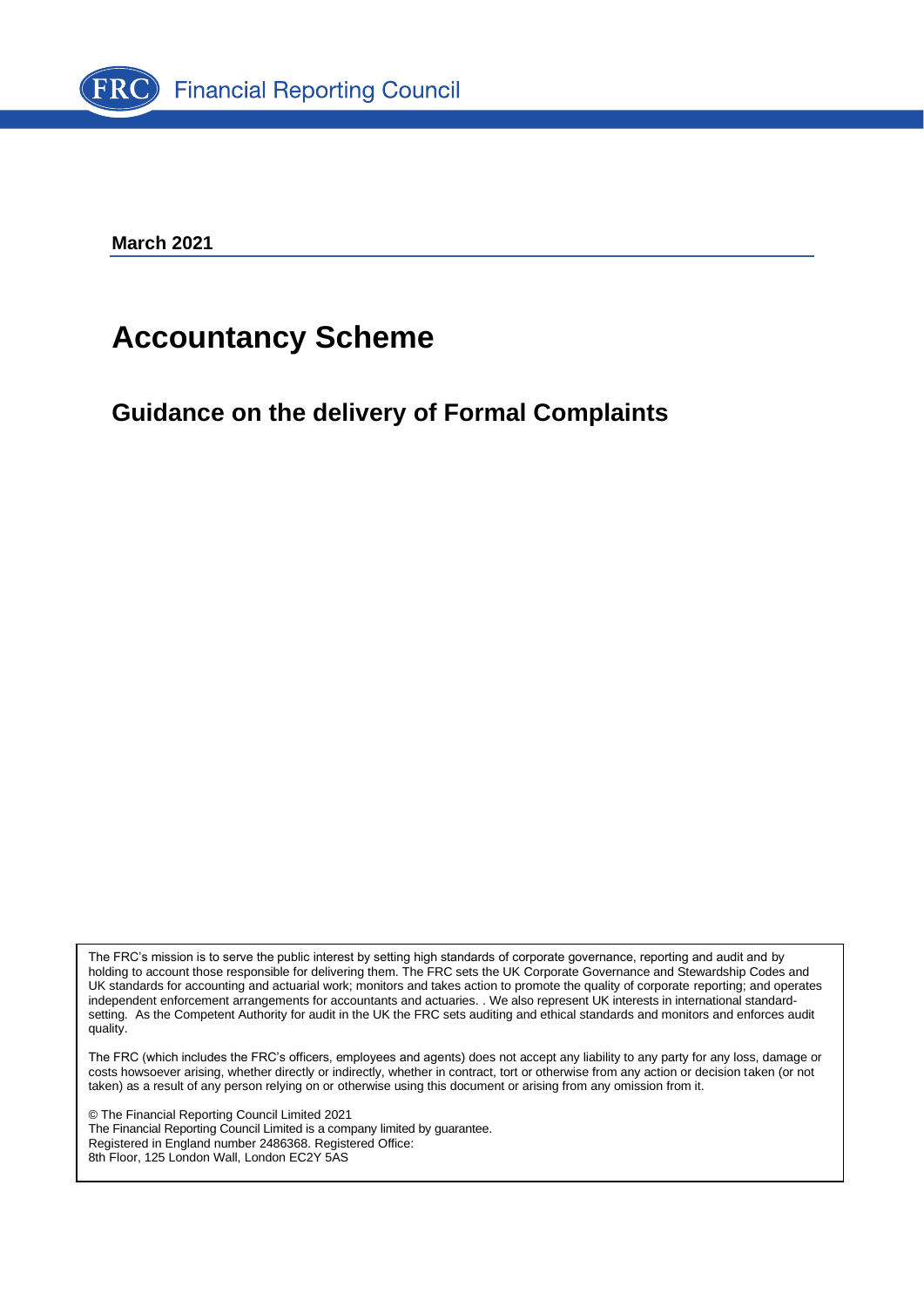Financial Reporting Council

**March 2021**

# Accountancy Scheme

## Guidance on the delivery of Formal Complaints

The FRC's mission is to serve the public interest by setting high standards of corporate governance, reporting and audit and by holding to account those responsible for delivering them. The FRC sets the UK Corporate Governance and Stewardship Codes and UK standards for accounting and actuarial work; monitors and takes action to promote the quality of corporate reporting; and operates independent enforcement arrangements for accountants and actuaries. . We also represent UK interests in international standard-setting. As the Competent Authority for audit in the UK the FRC sets auditing and ethical standards and monitors and enforces audit quality.

The FRC (which includes the FRC's officers, employees and agents) does not accept any liability to any party for any loss, damage or costs howsoever arising, whether directly or indirectly, whether in contract, tort or otherwise from any action or decision taken (or not taken) as a result of any person relying on or otherwise using this document or arising from any omission from it.

© The Financial Reporting Council Limited 2021
The Financial Reporting Council Limited is a company limited by guarantee.
Registered in England number 2486368. Registered Office:
8th Floor, 125 London Wall, London EC2Y 5AS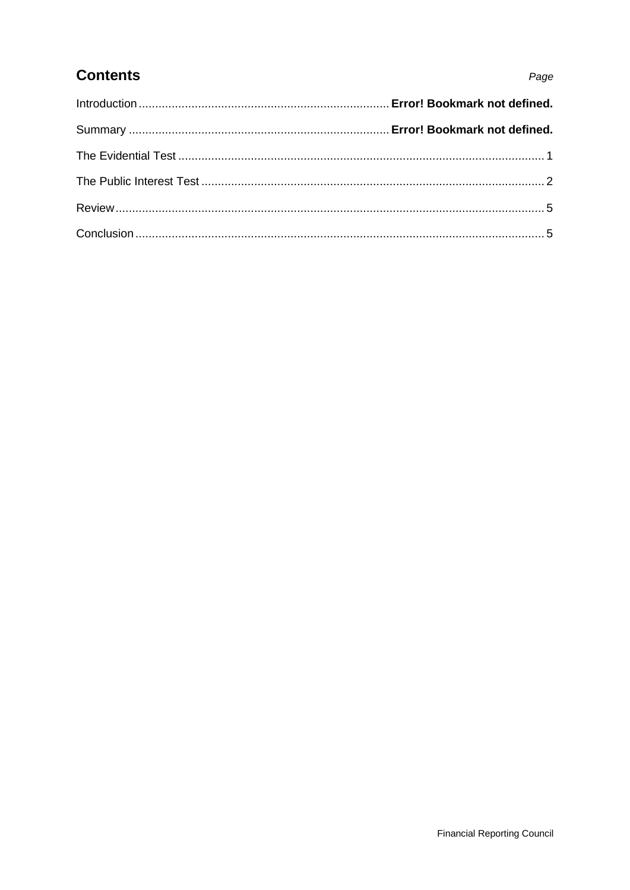## Contents

*Page*

| | |
|---|---|
| Introduction | **Error! Bookmark not defined.** |
| Summary | **Error! Bookmark not defined.** |
| The Evidential Test | 1 |
| The Public Interest Test | 2 |
| Review | 5 |
| Conclusion | 5 |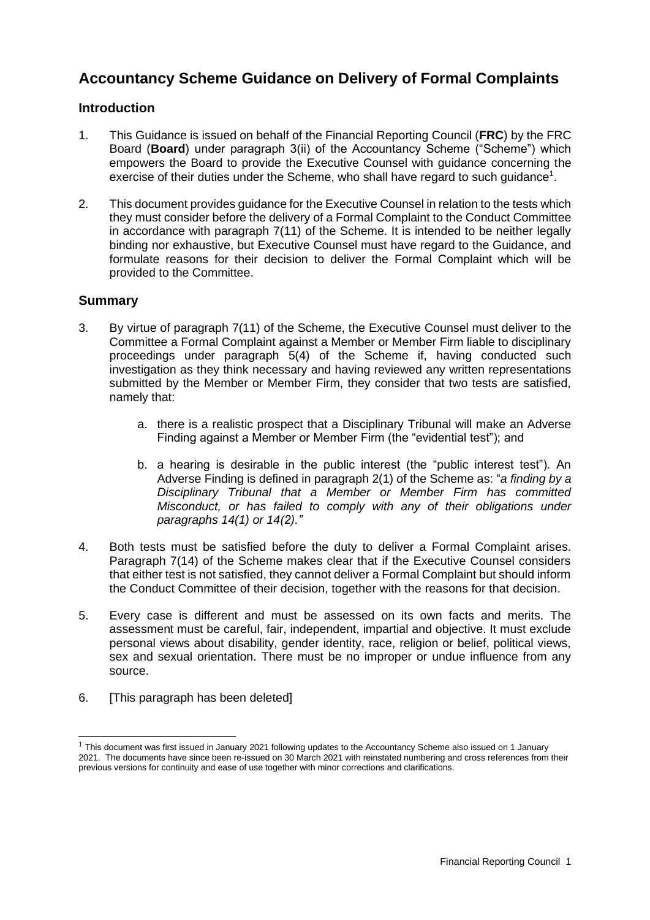# Accountancy Scheme Guidance on Delivery of Formal Complaints

## Introduction

1. This Guidance is issued on behalf of the Financial Reporting Council (**FRC**) by the FRC Board (**Board**) under paragraph 3(ii) of the Accountancy Scheme ("Scheme") which empowers the Board to provide the Executive Counsel with guidance concerning the exercise of their duties under the Scheme, who shall have regard to such guidance[1].

2. This document provides guidance for the Executive Counsel in relation to the tests which they must consider before the delivery of a Formal Complaint to the Conduct Committee in accordance with paragraph 7(11) of the Scheme. It is intended to be neither legally binding nor exhaustive, but Executive Counsel must have regard to the Guidance, and formulate reasons for their decision to deliver the Formal Complaint which will be provided to the Committee.

## Summary

3. By virtue of paragraph 7(11) of the Scheme, the Executive Counsel must deliver to the Committee a Formal Complaint against a Member or Member Firm liable to disciplinary proceedings under paragraph 5(4) of the Scheme if, having conducted such investigation as they think necessary and having reviewed any written representations submitted by the Member or Member Firm, they consider that two tests are satisfied, namely that:

    a. there is a realistic prospect that a Disciplinary Tribunal will make an Adverse Finding against a Member or Member Firm (the "evidential test"); and

    b. a hearing is desirable in the public interest (the "public interest test"). An Adverse Finding is defined in paragraph 2(1) of the Scheme as: "*a finding by a Disciplinary Tribunal that a Member or Member Firm has committed Misconduct, or has failed to comply with any of their obligations under paragraphs 14(1) or 14(2)."*

4. Both tests must be satisfied before the duty to deliver a Formal Complaint arises. Paragraph 7(14) of the Scheme makes clear that if the Executive Counsel considers that either test is not satisfied, they cannot deliver a Formal Complaint but should inform the Conduct Committee of their decision, together with the reasons for that decision.

5. Every case is different and must be assessed on its own facts and merits. The assessment must be careful, fair, independent, impartial and objective. It must exclude personal views about disability, gender identity, race, religion or belief, political views, sex and sexual orientation. There must be no improper or undue influence from any source.

6. [This paragraph has been deleted]

[1] This document was first issued in January 2021 following updates to the Accountancy Scheme also issued on 1 January 2021. The documents have since been re-issued on 30 March 2021 with reinstated numbering and cross references from their previous versions for continuity and ease of use together with minor corrections and clarifications.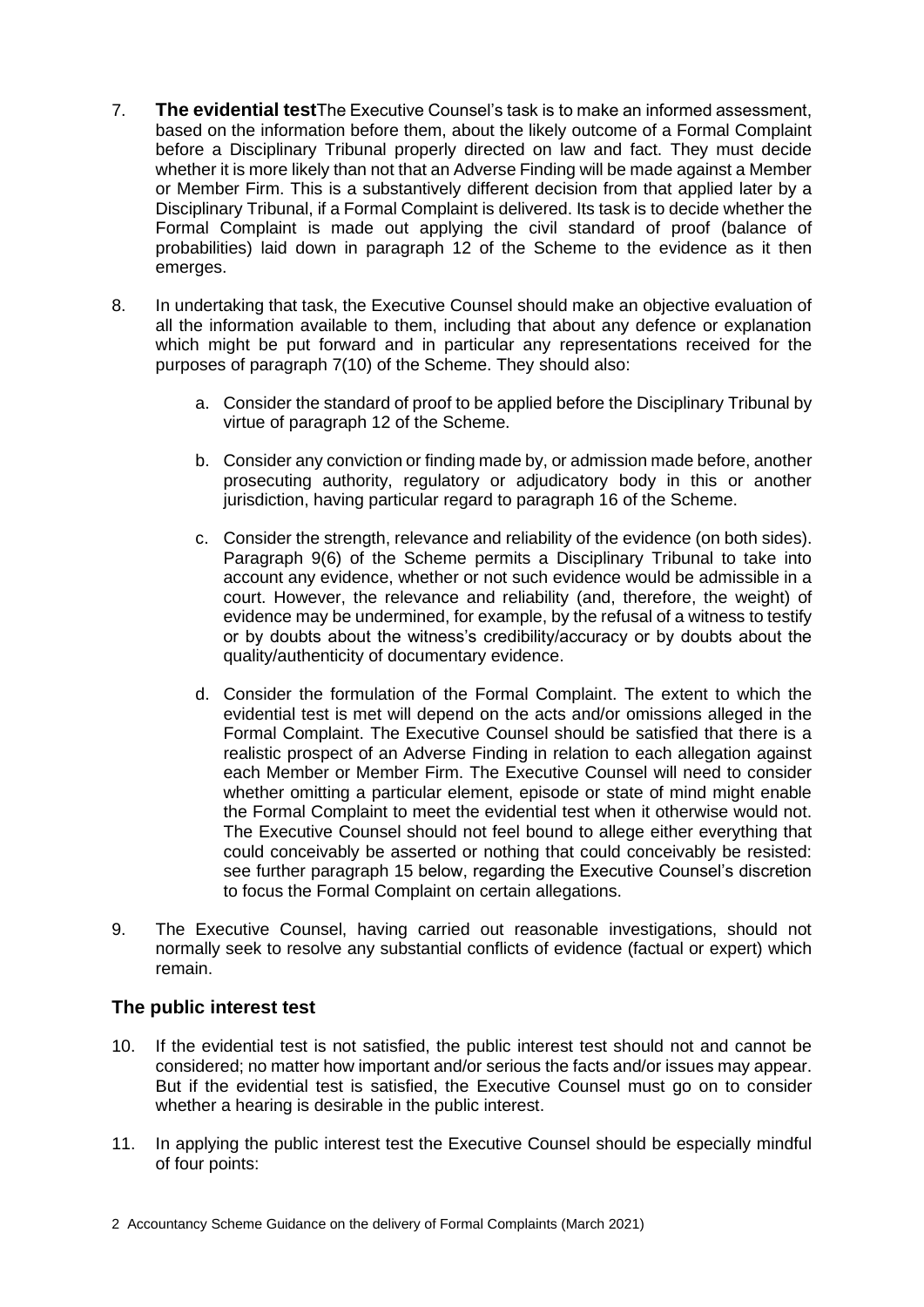7. **The evidential test** The Executive Counsel's task is to make an informed assessment, based on the information before them, about the likely outcome of a Formal Complaint before a Disciplinary Tribunal properly directed on law and fact. They must decide whether it is more likely than not that an Adverse Finding will be made against a Member or Member Firm. This is a substantively different decision from that applied later by a Disciplinary Tribunal, if a Formal Complaint is delivered. Its task is to decide whether the Formal Complaint is made out applying the civil standard of proof (balance of probabilities) laid down in paragraph 12 of the Scheme to the evidence as it then emerges.

8. In undertaking that task, the Executive Counsel should make an objective evaluation of all the information available to them, including that about any defence or explanation which might be put forward and in particular any representations received for the purposes of paragraph 7(10) of the Scheme. They should also:

   a. Consider the standard of proof to be applied before the Disciplinary Tribunal by virtue of paragraph 12 of the Scheme.

   b. Consider any conviction or finding made by, or admission made before, another prosecuting authority, regulatory or adjudicatory body in this or another jurisdiction, having particular regard to paragraph 16 of the Scheme.

   c. Consider the strength, relevance and reliability of the evidence (on both sides). Paragraph 9(6) of the Scheme permits a Disciplinary Tribunal to take into account any evidence, whether or not such evidence would be admissible in a court. However, the relevance and reliability (and, therefore, the weight) of evidence may be undermined, for example, by the refusal of a witness to testify or by doubts about the witness's credibility/accuracy or by doubts about the quality/authenticity of documentary evidence.

   d. Consider the formulation of the Formal Complaint. The extent to which the evidential test is met will depend on the acts and/or omissions alleged in the Formal Complaint. The Executive Counsel should be satisfied that there is a realistic prospect of an Adverse Finding in relation to each allegation against each Member or Member Firm. The Executive Counsel will need to consider whether omitting a particular element, episode or state of mind might enable the Formal Complaint to meet the evidential test when it otherwise would not. The Executive Counsel should not feel bound to allege either everything that could conceivably be asserted or nothing that could conceivably be resisted: see further paragraph 15 below, regarding the Executive Counsel's discretion to focus the Formal Complaint on certain allegations.

9. The Executive Counsel, having carried out reasonable investigations, should not normally seek to resolve any substantial conflicts of evidence (factual or expert) which remain.

## The public interest test

10. If the evidential test is not satisfied, the public interest test should not and cannot be considered; no matter how important and/or serious the facts and/or issues may appear. But if the evidential test is satisfied, the Executive Counsel must go on to consider whether a hearing is desirable in the public interest.

11. In applying the public interest test the Executive Counsel should be especially mindful of four points: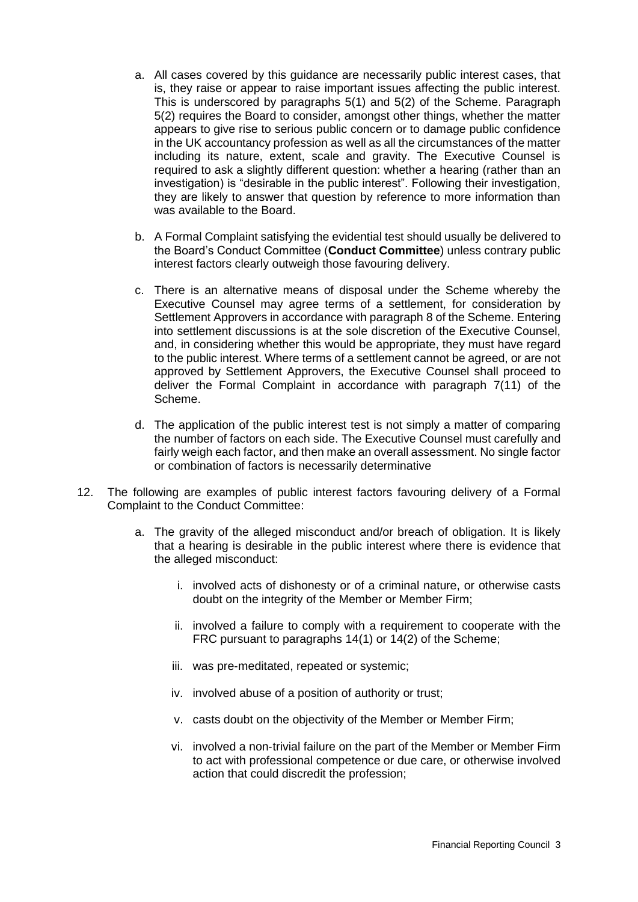a. All cases covered by this guidance are necessarily public interest cases, that is, they raise or appear to raise important issues affecting the public interest. This is underscored by paragraphs 5(1) and 5(2) of the Scheme. Paragraph 5(2) requires the Board to consider, amongst other things, whether the matter appears to give rise to serious public concern or to damage public confidence in the UK accountancy profession as well as all the circumstances of the matter including its nature, extent, scale and gravity. The Executive Counsel is required to ask a slightly different question: whether a hearing (rather than an investigation) is "desirable in the public interest". Following their investigation, they are likely to answer that question by reference to more information than was available to the Board.

b. A Formal Complaint satisfying the evidential test should usually be delivered to the Board's Conduct Committee (**Conduct Committee**) unless contrary public interest factors clearly outweigh those favouring delivery.

c. There is an alternative means of disposal under the Scheme whereby the Executive Counsel may agree terms of a settlement, for consideration by Settlement Approvers in accordance with paragraph 8 of the Scheme. Entering into settlement discussions is at the sole discretion of the Executive Counsel, and, in considering whether this would be appropriate, they must have regard to the public interest. Where terms of a settlement cannot be agreed, or are not approved by Settlement Approvers, the Executive Counsel shall proceed to deliver the Formal Complaint in accordance with paragraph 7(11) of the Scheme.

d. The application of the public interest test is not simply a matter of comparing the number of factors on each side. The Executive Counsel must carefully and fairly weigh each factor, and then make an overall assessment. No single factor or combination of factors is necessarily determinative

12. The following are examples of public interest factors favouring delivery of a Formal Complaint to the Conduct Committee:

    a. The gravity of the alleged misconduct and/or breach of obligation. It is likely that a hearing is desirable in the public interest where there is evidence that the alleged misconduct:

        i. involved acts of dishonesty or of a criminal nature, or otherwise casts doubt on the integrity of the Member or Member Firm;

        ii. involved a failure to comply with a requirement to cooperate with the FRC pursuant to paragraphs 14(1) or 14(2) of the Scheme;

        iii. was pre-meditated, repeated or systemic;

        iv. involved abuse of a position of authority or trust;

        v. casts doubt on the objectivity of the Member or Member Firm;

        vi. involved a non-trivial failure on the part of the Member or Member Firm to act with professional competence or due care, or otherwise involved action that could discredit the profession;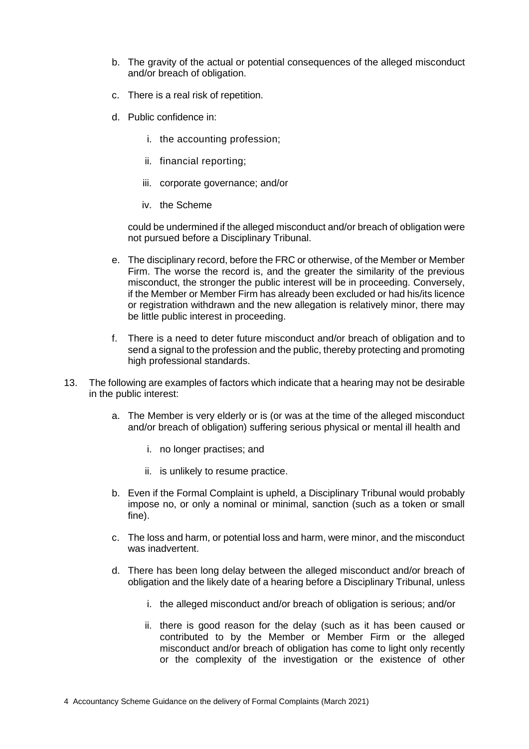b. The gravity of the actual or potential consequences of the alleged misconduct and/or breach of obligation.

c. There is a real risk of repetition.

d. Public confidence in:

   i. the accounting profession;

   ii. financial reporting;

   iii. corporate governance; and/or

   iv. the Scheme

   could be undermined if the alleged misconduct and/or breach of obligation were not pursued before a Disciplinary Tribunal.

e. The disciplinary record, before the FRC or otherwise, of the Member or Member Firm. The worse the record is, and the greater the similarity of the previous misconduct, the stronger the public interest will be in proceeding. Conversely, if the Member or Member Firm has already been excluded or had his/its licence or registration withdrawn and the new allegation is relatively minor, there may be little public interest in proceeding.

f. There is a need to deter future misconduct and/or breach of obligation and to send a signal to the profession and the public, thereby protecting and promoting high professional standards.

13. The following are examples of factors which indicate that a hearing may not be desirable in the public interest:

   a. The Member is very elderly or is (or was at the time of the alleged misconduct and/or breach of obligation) suffering serious physical or mental ill health and

      i. no longer practises; and

      ii. is unlikely to resume practice.

   b. Even if the Formal Complaint is upheld, a Disciplinary Tribunal would probably impose no, or only a nominal or minimal, sanction (such as a token or small fine).

   c. The loss and harm, or potential loss and harm, were minor, and the misconduct was inadvertent.

   d. There has been long delay between the alleged misconduct and/or breach of obligation and the likely date of a hearing before a Disciplinary Tribunal, unless

      i. the alleged misconduct and/or breach of obligation is serious; and/or

      ii. there is good reason for the delay (such as it has been caused or contributed to by the Member or Member Firm or the alleged misconduct and/or breach of obligation has come to light only recently or the complexity of the investigation or the existence of other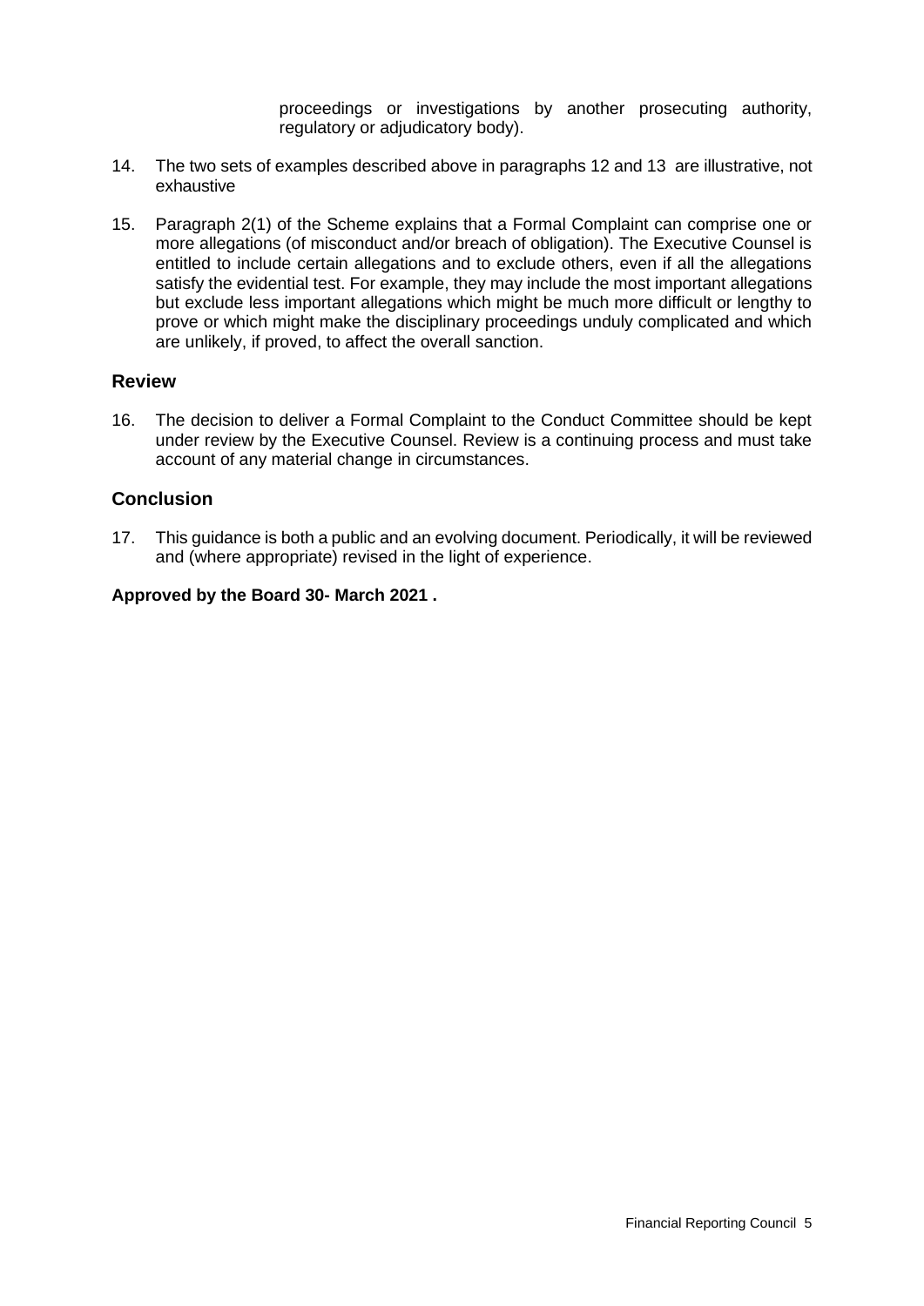proceedings or investigations by another prosecuting authority, regulatory or adjudicatory body).

14. The two sets of examples described above in paragraphs 12 and 13 are illustrative, not exhaustive

15. Paragraph 2(1) of the Scheme explains that a Formal Complaint can comprise one or more allegations (of misconduct and/or breach of obligation). The Executive Counsel is entitled to include certain allegations and to exclude others, even if all the allegations satisfy the evidential test. For example, they may include the most important allegations but exclude less important allegations which might be much more difficult or lengthy to prove or which might make the disciplinary proceedings unduly complicated and which are unlikely, if proved, to affect the overall sanction.

## Review

16. The decision to deliver a Formal Complaint to the Conduct Committee should be kept under review by the Executive Counsel. Review is a continuing process and must take account of any material change in circumstances.

## Conclusion

17. This guidance is both a public and an evolving document. Periodically, it will be reviewed and (where appropriate) revised in the light of experience.

**Approved by the Board 30- March 2021 .**